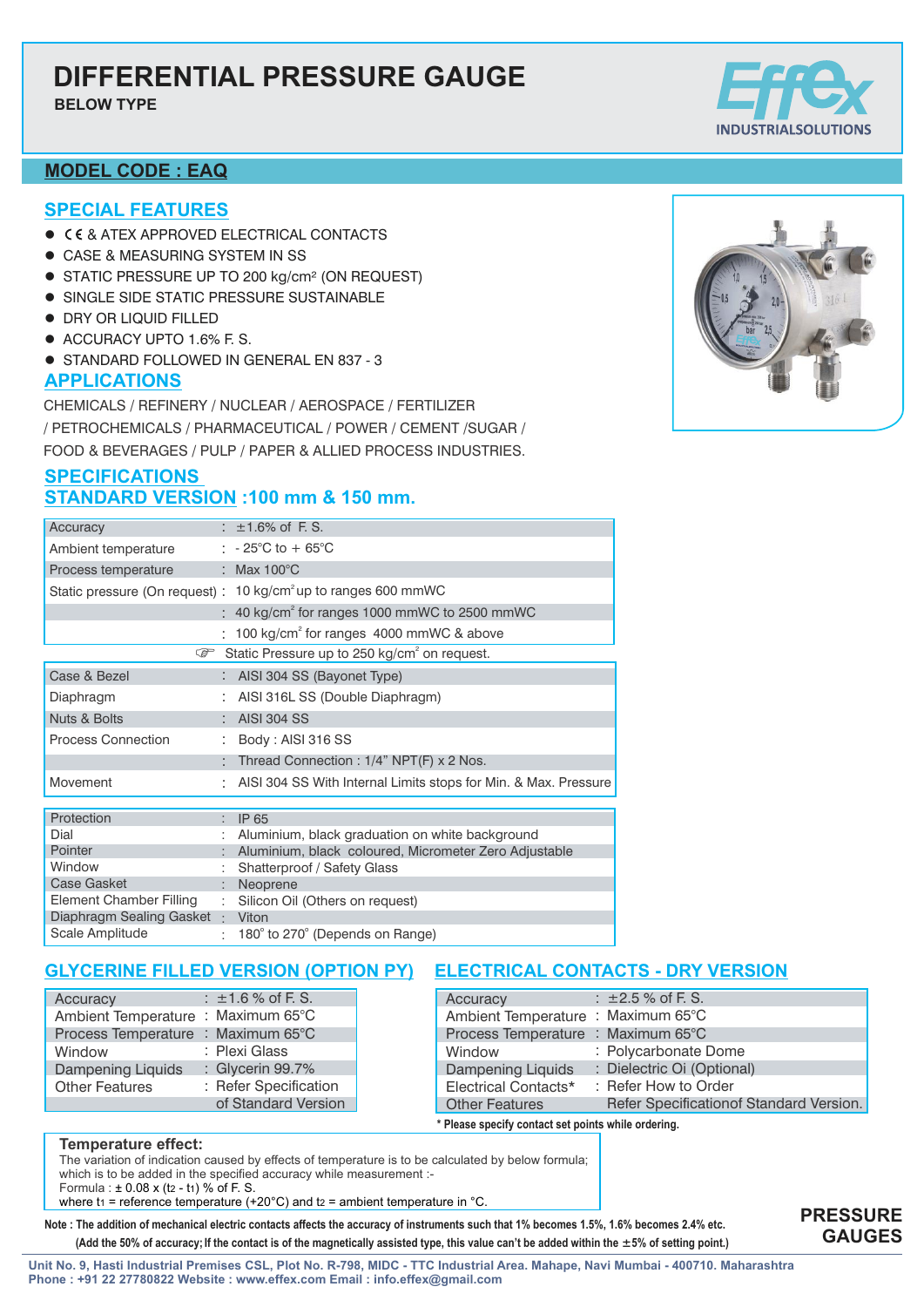# DIFFERENTIAL PRESSURE GAUGE

**BELOW TYPE**

Effex INDUSTRIALSOLUTIONS

## MODEL CODE : EAQ

## SPECIAL FEATURES

- CE & ATEX APPROVED ELECTRICAL CONTACTS
- CASE & MEASURING SYSTEM IN SS
- STATIC PRESSURE UP TO 200 kg/cm² (ON REQUEST)
- SINGLE SIDE STATIC PRESSURE SUSTAINABLE
- DRY OR LIQUID FILLED
- ACCURACY UPTO 1.6% F. S.
- STANDARD FOLLOWED IN GENERAL EN 837 - 3

## APPLICATIONS

CHEMICALS / REFINERY / NUCLEAR / AEROSPACE / FERTILIZER / PETROCHEMICALS / PHARMACEUTICAL / POWER / CEMENT /SUGAR / FOOD & BEVERAGES / PULP / PAPER & ALLIED PROCESS INDUSTRIES.

## SPECIFICATIONS

## STANDARD VERSION :100 mm & 150 mm.

| | | |
|---|---|---|
| Accuracy | : | ±1.6% of F. S. |
| Ambient temperature | : | - 25°C to + 65°C |
| Process temperature | : | Max 100°C |
| Static pressure (On request) | : | 10 kg/cm² up to ranges 600 mmWC |
| | : | 40 kg/cm² for ranges 1000 mmWC to 2500 mmWC |
| | : | 100 kg/cm² for ranges 4000 mmWC & above |
| | ☞ | Static Pressure up to 250 kg/cm² on request. |
| Case & Bezel | : | AISI 304 SS (Bayonet Type) |
| Diaphragm | : | AISI 316L SS (Double Diaphragm) |
| Nuts & Bolts | : | AISI 304 SS |
| Process Connection | : | Body : AISI 316 SS |
| | : | Thread Connection : 1/4" NPT(F) x 2 Nos. |
| Movement | : | AISI 304 SS With Internal Limits stops for Min. & Max. Pressure |

| | | |
|---|---|---|
| Protection | : | IP 65 |
| Dial | : | Aluminium, black graduation on white background |
| Pointer | : | Aluminium, black coloured, Micrometer Zero Adjustable |
| Window | : | Shatterproof / Safety Glass |
| Case Gasket | : | Neoprene |
| Element Chamber Filling | : | Silicon Oil (Others on request) |
| Diaphragm Sealing Gasket | : | Viton |
| Scale Amplitude | : | 180° to 270° (Depends on Range) |

## GLYCERINE FILLED VERSION (OPTION PY)

| | | |
|---|---|---|
| Accuracy | : | ±1.6 % of F. S. |
| Ambient Temperature | : | Maximum 65°C |
| Process Temperature | : | Maximum 65°C |
| Window | : | Plexi Glass |
| Dampening Liquids | : | Glycerin 99.7% |
| Other Features | : | Refer Specification of Standard Version |

## ELECTRICAL CONTACTS - DRY VERSION

| | | |
|---|---|---|
| Accuracy | : | ±2.5 % of F. S. |
| Ambient Temperature | : | Maximum 65°C |
| Process Temperature | : | Maximum 65°C |
| Window | : | Polycarbonate Dome |
| Dampening Liquids | : | Dielectric Oi (Optional) |
| Electrical Contacts* | : | Refer How to Order |
| Other Features | | Refer Specificationof Standard Version. |

**\* Please specify contact set points while ordering.**

**Temperature effect:**

The variation of indication caused by effects of temperature is to be calculated by below formula; which is to be added in the specified accuracy while measurement :-

Formula : ± 0.08 x ($t_2$ - $t_1$) % of F. S.

where $t_1$ = reference temperature (+20°C) and $t_2$ = ambient temperature in °C.

**Note : The addition of mechanical electric contacts affects the accuracy of instruments such that 1% becomes 1.5%, 1.6% becomes 2.4% etc. (Add the 50% of accuracy; If the contact is of the magnetically assisted type, this value can't be added within the ±5% of setting point.)**

**PRESSURE GAUGES**

Unit No. 9, Hasti Industrial Premises CSL, Plot No. R-798, MIDC - TTC Industrial Area. Mahape, Navi Mumbai - 400710. Maharashtra
Phone : +91 22 27780822 Website : www.effex.com Email : info.effex@gmail.com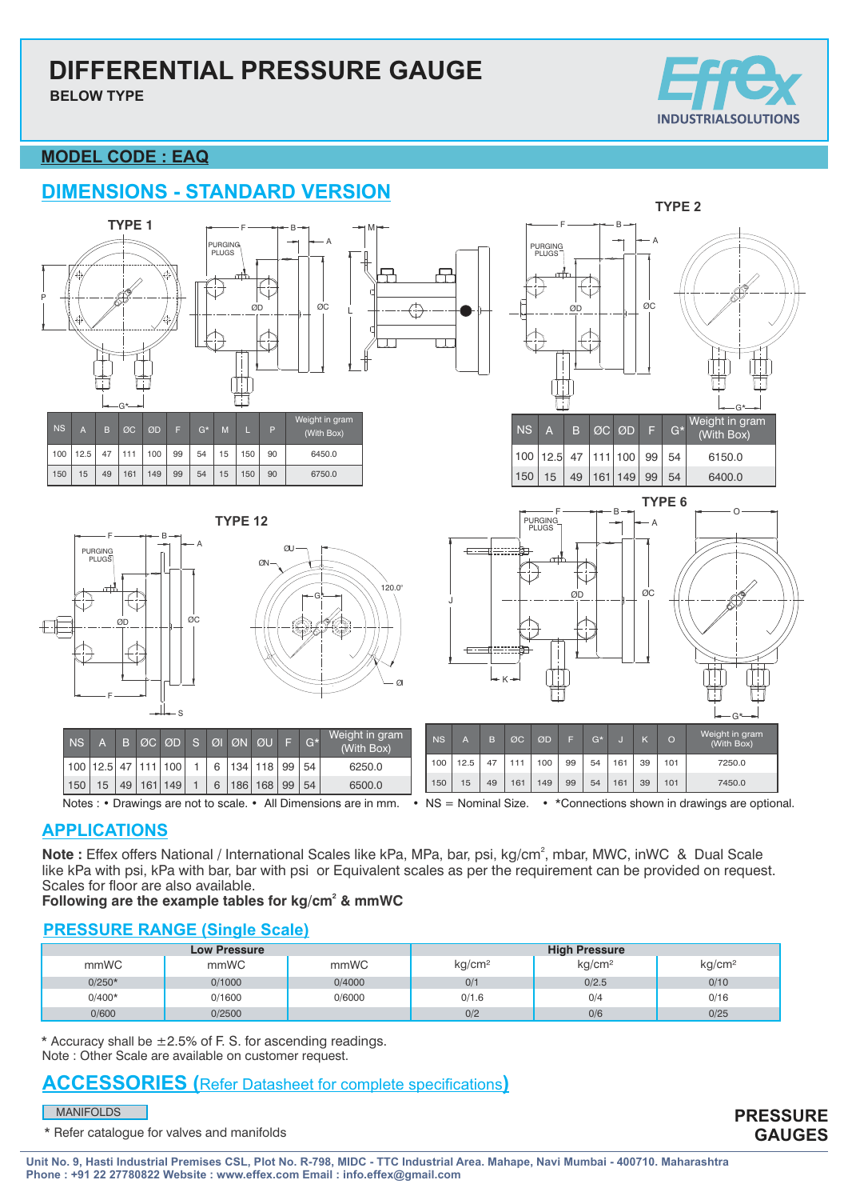# DIFFERENTIAL PRESSURE GAUGE

**BELOW TYPE**

Effex INDUSTRIALSOLUTIONS

## MODEL CODE : EAQ

## DIMENSIONS - STANDARD VERSION

### TYPE 1

| NS | A | B | ØC | ØD | F | G* | M | L | P | Weight in gram (With Box) |
|---|---|---|---|---|---|---|---|---|---|---|
| 100 | 12.5 | 47 | 111 | 100 | 99 | 54 | 15 | 150 | 90 | 6450.0 |
| 150 | 15 | 49 | 161 | 149 | 99 | 54 | 15 | 150 | 90 | 6750.0 |

### TYPE 2

| NS | A | B | ØC | ØD | F | G* | Weight in gram (With Box) |
|---|---|---|---|---|---|---|---|
| 100 | 12.5 | 47 | 111 | 100 | 99 | 54 | 6150.0 |
| 150 | 15 | 49 | 161 | 149 | 99 | 54 | 6400.0 |

### TYPE 12

| NS | A | B | ØC | ØD | S | ØI | ØN | ØU | F | G* | Weight in gram (With Box) |
|---|---|---|---|---|---|---|---|---|---|---|---|
| 100 | 12.5 | 47 | 111 | 100 | 1 | 6 | 134 | 118 | 99 | 54 | 6250.0 |
| 150 | 15 | 49 | 161 | 149 | 1 | 6 | 186 | 168 | 99 | 54 | 6500.0 |

### TYPE 6

| NS | A | B | ØC | ØD | F | G* | J | K | O | Weight in gram (With Box) |
|---|---|---|---|---|---|---|---|---|---|---|
| 100 | 12.5 | 47 | 111 | 100 | 99 | 54 | 161 | 39 | 101 | 7250.0 |
| 150 | 15 | 49 | 161 | 149 | 99 | 54 | 161 | 39 | 101 | 7450.0 |

Notes : • Drawings are not to scale. • All Dimensions are in mm. • NS = Nominal Size. • *Connections shown in drawings are optional.

## APPLICATIONS

**Note :** Effex offers National / International Scales like kPa, MPa, bar, psi, kg/cm², mbar, MWC, inWC & Dual Scale like kPa with psi, kPa with bar, bar with psi or Equivalent scales as per the requirement can be provided on request. Scales for floor are also available.

**Following are the example tables for kg/cm² & mmWC**

## PRESSURE RANGE (Single Scale)

| Low Pressure | | | High Pressure | | |
|---|---|---|---|---|---|
| mmWC | mmWC | mmWC | kg/cm² | kg/cm² | kg/cm² |
| 0/250* | 0/1000 | 0/4000 | 0/1 | 0/2.5 | 0/10 |
| 0/400* | 0/1600 | 0/6000 | 0/1.6 | 0/4 | 0/16 |
| 0/600 | 0/2500 | | 0/2 | 0/6 | 0/25 |

\* Accuracy shall be ±2.5% of F. S. for ascending readings.

Note : Other Scale are available on customer request.

## ACCESSORIES (Refer Datasheet for complete specifications)

MANIFOLDS

\* Refer catalogue for valves and manifolds

**PRESSURE GAUGES**

**Unit No. 9, Hasti Industrial Premises CSL, Plot No. R-798, MIDC - TTC Industrial Area. Mahape, Navi Mumbai - 400710. Maharashtra**
**Phone : +91 22 27780822 Website : www.effex.com Email : info.effex@gmail.com**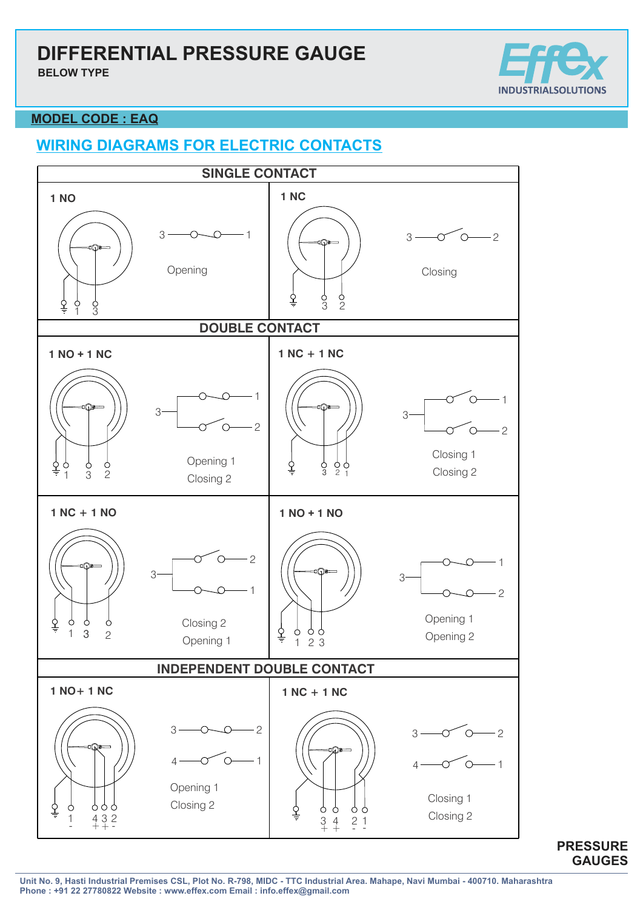# DIFFERENTIAL PRESSURE GAUGE

**BELOW TYPE**

Effex INDUSTRIALSOLUTIONS

**MODEL CODE : EAQ**

## WIRING DIAGRAMS FOR ELECTRIC CONTACTS

### SINGLE CONTACT

**1 NO**

3 — 1

Opening

1 3

**1 NC**

3 — 2

Closing

3 2

### DOUBLE CONTACT

**1 NO + 1 NC**

3 — 1, 2

Opening 1
Closing 2

1 3 2

**1 NC + 1 NC**

3 — 1, 2

Closing 1
Closing 2

3 2 1

**1 NC + 1 NO**

3 — 2, 1

Closing 2
Opening 1

1 3 2

**1 NO + 1 NO**

3 — 1, 2

Opening 1
Opening 2

1 2 3

### INDEPENDENT DOUBLE CONTACT

**1 NO+ 1 NC**

3 — 2
4 — 1

Opening 1
Closing 2

1 4 3 2
\- + + -

**1 NC + 1 NC**

3 — 2
4 — 1

Closing 1
Closing 2

3 4 2 1
\+ + - -

**PRESSURE GAUGES**

Unit No. 9, Hasti Industrial Premises CSL, Plot No. R-798, MIDC - TTC Industrial Area. Mahape, Navi Mumbai - 400710. Maharashtra
Phone : +91 22 27780822 Website : www.effex.com Email : info.effex@gmail.com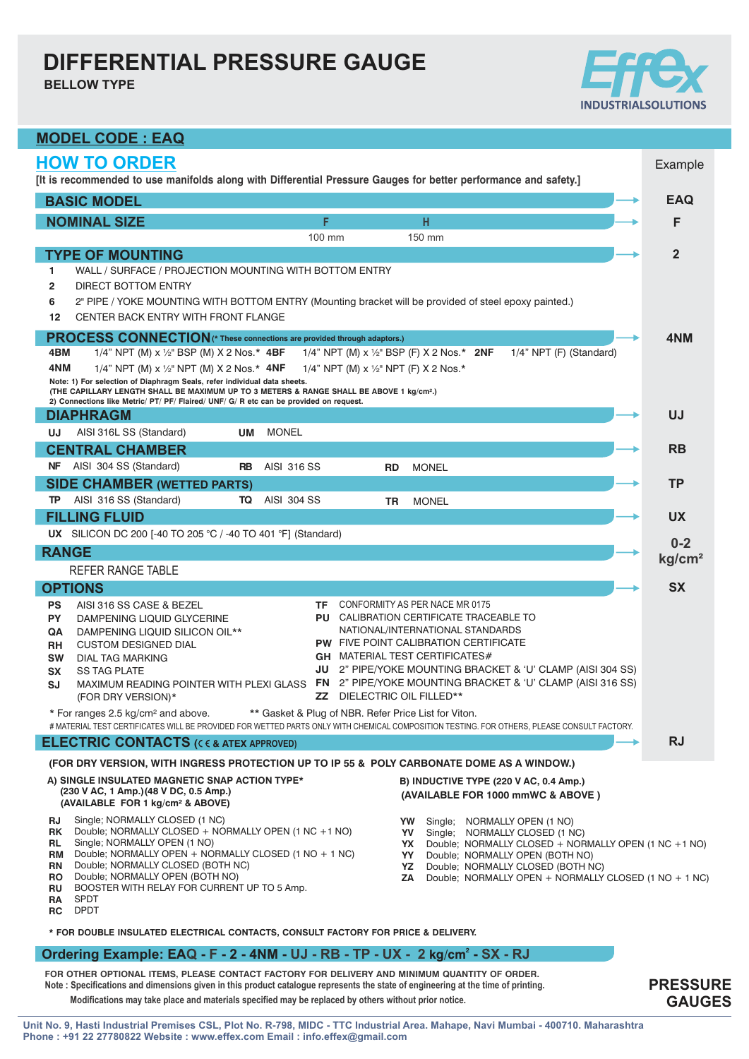# DIFFERENTIAL PRESSURE GAUGE

**BELLOW TYPE**

Effex INDUSTRIALSOLUTIONS

## MODEL CODE : EAQ

## HOW TO ORDER

**[It is recommended to use manifolds along with Differential Pressure Gauges for better performance and safety.]**

Example

### BASIC MODEL → EAQ

### NOMINAL SIZE → F

| F | H |
|---|---|
| 100 mm | 150 mm |

### TYPE OF MOUNTING → 2

- **1** WALL / SURFACE / PROJECTION MOUNTING WITH BOTTOM ENTRY
- **2** DIRECT BOTTOM ENTRY
- **6** 2" PIPE / YOKE MOUNTING WITH BOTTOM ENTRY (Mounting bracket will be provided of steel epoxy painted.)
- **12** CENTER BACK ENTRY WITH FRONT FLANGE

### PROCESS CONNECTION (* These connections are provided through adaptors.) → 4NM

- **4BM** 1/4" NPT (M) x ½" BSP (M) X 2 Nos.*
- **4BF** 1/4" NPT (M) x ½" BSP (F) X 2 Nos.*
- **2NF** 1/4" NPT (F) (Standard)
- **4NM** 1/4" NPT (M) x ½" NPT (M) X 2 Nos.*
- **4NF** 1/4" NPT (M) x ½" NPT (F) X 2 Nos.*

**Note: 1) For selection of Diaphragm Seals, refer individual data sheets.**
**(THE CAPILLARY LENGTH SHALL BE MAXIMUM UP TO 3 METERS & RANGE SHALL BE ABOVE 1 kg/cm².)**
**2) Connections like Metric/ PT/ PF/ Flaired/ UNF/ G/ R etc can be provided on request.**

### DIAPHRAGM → UJ

- **UJ** AISI 316L SS (Standard)
- **UM** MONEL

### CENTRAL CHAMBER → RB

- **NF** AISI 304 SS (Standard)
- **RB** AISI 316 SS
- **RD** MONEL

### SIDE CHAMBER (WETTED PARTS) → TP

- **TP** AISI 316 SS (Standard)
- **TQ** AISI 304 SS
- **TR** MONEL

### FILLING FLUID → UX

- **UX** SILICON DC 200 [-40 TO 205 °C / -40 TO 401 °F] (Standard)

### RANGE → 0-2 kg/cm²

REFER RANGE TABLE

### OPTIONS → SX

- **PS** AISI 316 SS CASE & BEZEL
- **PY** DAMPENING LIQUID GLYCERINE
- **QA** DAMPENING LIQUID SILICON OIL**
- **RH** CUSTOM DESIGNED DIAL
- **SW** DIAL TAG MARKING
- **SX** SS TAG PLATE
- **SJ** MAXIMUM READING POINTER WITH PLEXI GLASS (FOR DRY VERSION)*
- **TF** CONFORMITY AS PER NACE MR 0175
- **PU** CALIBRATION CERTIFICATE TRACEABLE TO NATIONAL/INTERNATIONAL STANDARDS
- **PW** FIVE POINT CALIBRATION CERTIFICATE
- **GH** MATERIAL TEST CERTIFICATES#
- **JU** 2" PIPE/YOKE MOUNTING BRACKET & 'U' CLAMP (AISI 304 SS)
- **FN** 2" PIPE/YOKE MOUNTING BRACKET & 'U' CLAMP (AISI 316 SS)
- **ZZ** DIELECTRIC OIL FILLED**

\* For ranges 2.5 kg/cm² and above. ** Gasket & Plug of NBR. Refer Price List for Viton.

# MATERIAL TEST CERTIFICATES WILL BE PROVIDED FOR WETTED PARTS ONLY WITH CHEMICAL COMPOSITION TESTING. FOR OTHERS, PLEASE CONSULT FACTORY.

### ELECTRIC CONTACTS (CE & ATEX APPROVED) → RJ

**(FOR DRY VERSION, WITH INGRESS PROTECTION UP TO IP 55 & POLY CARBONATE DOME AS A WINDOW.)**

**A) SINGLE INSULATED MAGNETIC SNAP ACTION TYPE***
**(230 V AC, 1 Amp.)(48 V DC, 0.5 Amp.)**
**(AVAILABLE FOR 1 kg/cm² & ABOVE)**

- **RJ** Single; NORMALLY CLOSED (1 NC)
- **RK** Double; NORMALLY CLOSED + NORMALLY OPEN (1 NC +1 NO)
- **RL** Single; NORMALLY OPEN (1 NO)
- **RM** Double; NORMALLY OPEN + NORMALLY CLOSED (1 NO + 1 NC)
- **RN** Double; NORMALLY CLOSED (BOTH NC)
- **RO** Double; NORMALLY OPEN (BOTH NO)
- **RU** BOOSTER WITH RELAY FOR CURRENT UP TO 5 Amp.
- **RA** SPDT
- **RC** DPDT

**B) INDUCTIVE TYPE (220 V AC, 0.4 Amp.)**
**(AVAILABLE FOR 1000 mmWC & ABOVE )**

- **YW** Single; NORMALLY OPEN (1 NO)
- **YV** Single; NORMALLY CLOSED (1 NC)
- **YX** Double; NORMALLY CLOSED + NORMALLY OPEN (1 NC +1 NO)
- **YY** Double; NORMALLY OPEN (BOTH NO)
- **YZ** Double; NORMALLY CLOSED (BOTH NC)
- **ZA** Double; NORMALLY OPEN + NORMALLY CLOSED (1 NO + 1 NC)

**\* FOR DOUBLE INSULATED ELECTRICAL CONTACTS, CONSULT FACTORY FOR PRICE & DELIVERY.**

## Ordering Example: EAQ - F - 2 - 4NM - UJ - RB - TP - UX - 2 kg/cm² - SX - RJ

**FOR OTHER OPTIONAL ITEMS, PLEASE CONTACT FACTORY FOR DELIVERY AND MINIMUM QUANTITY OF ORDER.**
**Note : Specifications and dimensions given in this product catalogue represents the state of engineering at the time of printing.**
**Modifications may take place and materials specified may be replaced by others without prior notice.**

**PRESSURE GAUGES**

**Unit No. 9, Hasti Industrial Premises CSL, Plot No. R-798, MIDC - TTC Industrial Area. Mahape, Navi Mumbai - 400710. Maharashtra**
**Phone : +91 22 27780822 Website : www.effex.com Email : info.effex@gmail.com**